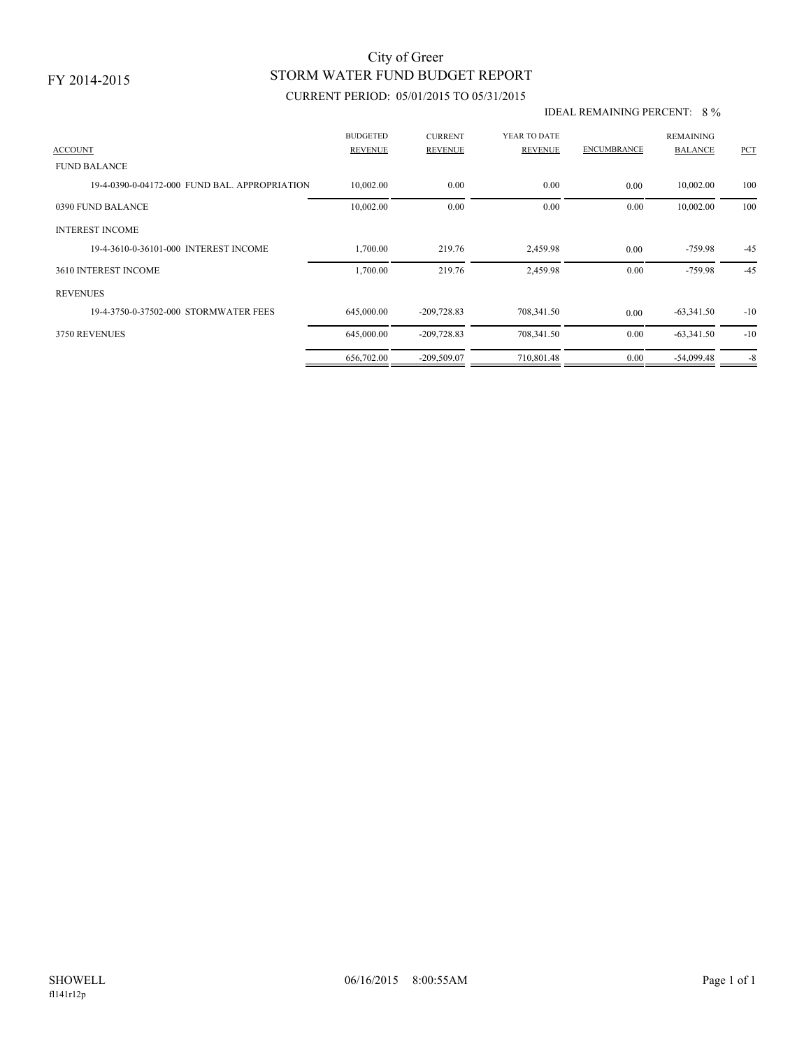FY 2014-2015

# City of Greer
## STORM WATER FUND BUDGET REPORT
### CURRENT PERIOD: 05/01/2015 TO 05/31/2015

IDEAL REMAINING PERCENT: 8 %

| ACCOUNT | BUDGETED REVENUE | CURRENT REVENUE | YEAR TO DATE REVENUE | ENCUMBRANCE | REMAINING BALANCE | PCT |
|---|---|---|---|---|---|---|
| FUND BALANCE | | | | | | |
| 19-4-0390-0-04172-000 FUND BAL. APPROPRIATION | 10,002.00 | 0.00 | 0.00 | 0.00 | 10,002.00 | 100 |
| 0390 FUND BALANCE | 10,002.00 | 0.00 | 0.00 | 0.00 | 10,002.00 | 100 |
| INTEREST INCOME | | | | | | |
| 19-4-3610-0-36101-000 INTEREST INCOME | 1,700.00 | 219.76 | 2,459.98 | 0.00 | -759.98 | -45 |
| 3610 INTEREST INCOME | 1,700.00 | 219.76 | 2,459.98 | 0.00 | -759.98 | -45 |
| REVENUES | | | | | | |
| 19-4-3750-0-37502-000 STORMWATER FEES | 645,000.00 | -209,728.83 | 708,341.50 | 0.00 | -63,341.50 | -10 |
| 3750 REVENUES | 645,000.00 | -209,728.83 | 708,341.50 | 0.00 | -63,341.50 | -10 |
| | 656,702.00 | -209,509.07 | 710,801.48 | 0.00 | -54,099.48 | -8 |

SHOWELL 06/16/2015 8:00:55AM

fl141r12p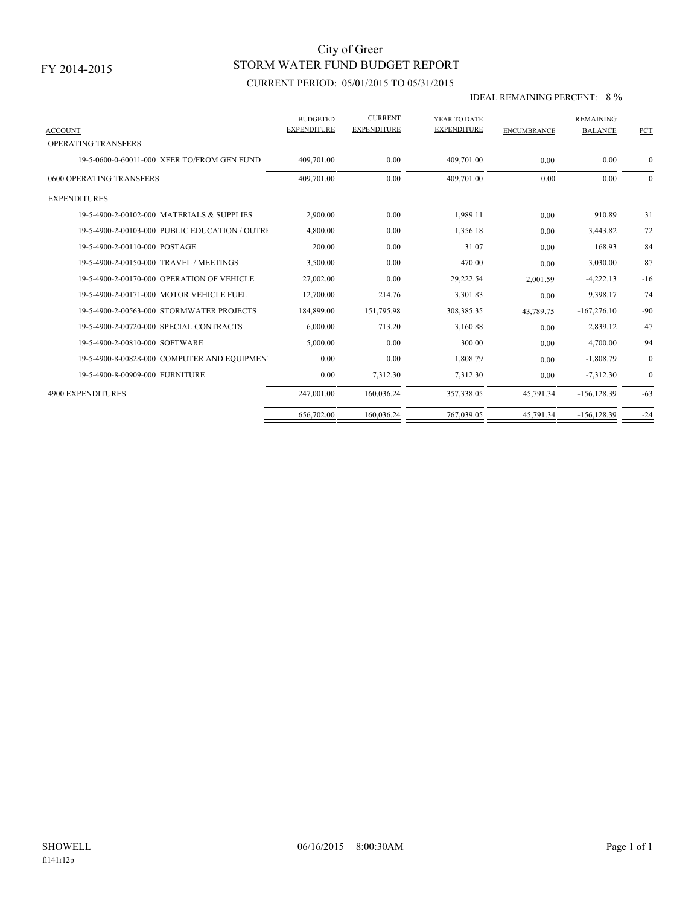FY 2014-2015

# City of Greer
## STORM WATER FUND BUDGET REPORT
### CURRENT PERIOD: 05/01/2015 TO 05/31/2015

IDEAL REMAINING PERCENT: 8 %

| ACCOUNT | BUDGETED EXPENDITURE | CURRENT EXPENDITURE | YEAR TO DATE EXPENDITURE | ENCUMBRANCE | REMAINING BALANCE | PCT |
|---|---|---|---|---|---|---|
| OPERATING TRANSFERS | | | | | | |
| 19-5-0600-0-60011-000 XFER TO/FROM GEN FUND | 409,701.00 | 0.00 | 409,701.00 | 0.00 | 0.00 | 0 |
| 0600 OPERATING TRANSFERS | 409,701.00 | 0.00 | 409,701.00 | 0.00 | 0.00 | 0 |
| EXPENDITURES | | | | | | |
| 19-5-4900-2-00102-000 MATERIALS & SUPPLIES | 2,900.00 | 0.00 | 1,989.11 | 0.00 | 910.89 | 31 |
| 19-5-4900-2-00103-000 PUBLIC EDUCATION / OUTRI | 4,800.00 | 0.00 | 1,356.18 | 0.00 | 3,443.82 | 72 |
| 19-5-4900-2-00110-000 POSTAGE | 200.00 | 0.00 | 31.07 | 0.00 | 168.93 | 84 |
| 19-5-4900-2-00150-000 TRAVEL / MEETINGS | 3,500.00 | 0.00 | 470.00 | 0.00 | 3,030.00 | 87 |
| 19-5-4900-2-00170-000 OPERATION OF VEHICLE | 27,002.00 | 0.00 | 29,222.54 | 2,001.59 | -4,222.13 | -16 |
| 19-5-4900-2-00171-000 MOTOR VEHICLE FUEL | 12,700.00 | 214.76 | 3,301.83 | 0.00 | 9,398.17 | 74 |
| 19-5-4900-2-00563-000 STORMWATER PROJECTS | 184,899.00 | 151,795.98 | 308,385.35 | 43,789.75 | -167,276.10 | -90 |
| 19-5-4900-2-00720-000 SPECIAL CONTRACTS | 6,000.00 | 713.20 | 3,160.88 | 0.00 | 2,839.12 | 47 |
| 19-5-4900-2-00810-000 SOFTWARE | 5,000.00 | 0.00 | 300.00 | 0.00 | 4,700.00 | 94 |
| 19-5-4900-8-00828-000 COMPUTER AND EQUIPMEN' | 0.00 | 0.00 | 1,808.79 | 0.00 | -1,808.79 | 0 |
| 19-5-4900-8-00909-000 FURNITURE | 0.00 | 7,312.30 | 7,312.30 | 0.00 | -7,312.30 | 0 |
| 4900 EXPENDITURES | 247,001.00 | 160,036.24 | 357,338.05 | 45,791.34 | -156,128.39 | -63 |
| | 656,702.00 | 160,036.24 | 767,039.05 | 45,791.34 | -156,128.39 | -24 |

SHOWELL 06/16/2015 8:00:30AM

fl141r12p